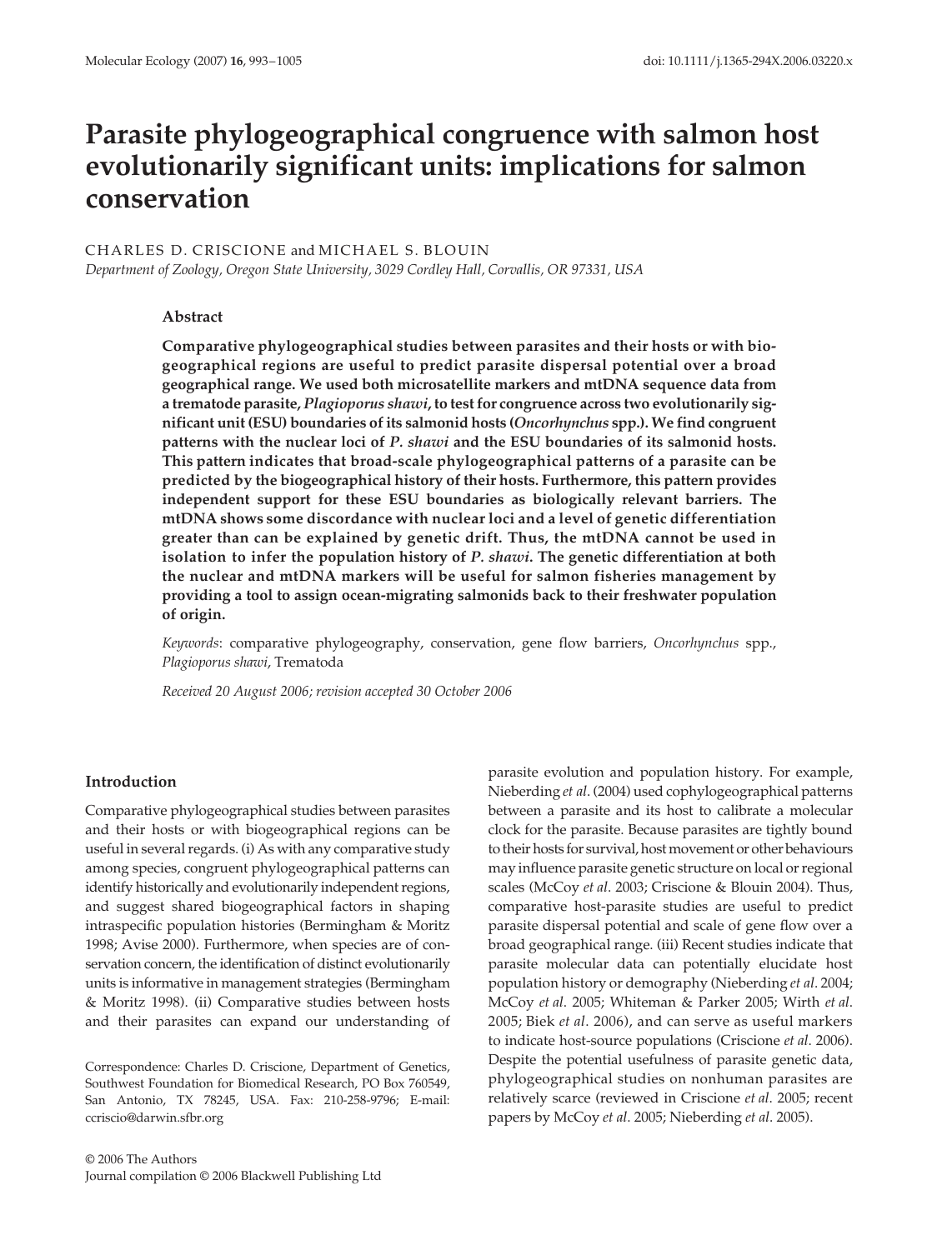# Parasite phylogeographical congruence with salmon host evolutionarily significant units: implications for salmon conservation

CHARLES D. CRISCIONE and MICHAEL S. BLOUIN

*Department of Zoology, Oregon State University, 3029 Cordley Hall, Corvallis, OR 97331, USA*

## Abstract

**Comparative phylogeographical studies between parasites and their hosts or with biogeographical regions are useful to predict parasite dispersal potential over a broad geographical range. We used both microsatellite markers and mtDNA sequence data from a trematode parasite, *Plagioporus shawi*, to test for congruence across two evolutionarily significant unit (ESU) boundaries of its salmonid hosts (*Oncorhynchus* spp.). We find congruent patterns with the nuclear loci of *P. shawi* and the ESU boundaries of its salmonid hosts. This pattern indicates that broad-scale phylogeographical patterns of a parasite can be predicted by the biogeographical history of their hosts. Furthermore, this pattern provides independent support for these ESU boundaries as biologically relevant barriers. The mtDNA shows some discordance with nuclear loci and a level of genetic differentiation greater than can be explained by genetic drift. Thus, the mtDNA cannot be used in isolation to infer the population history of *P. shawi*. The genetic differentiation at both the nuclear and mtDNA markers will be useful for salmon fisheries management by providing a tool to assign ocean-migrating salmonids back to their freshwater population of origin.**

*Keywords*: comparative phylogeography, conservation, gene flow barriers, *Oncorhynchus* spp., *Plagioporus shawi*, Trematoda

*Received 20 August 2006; revision accepted 30 October 2006*

## Introduction

Comparative phylogeographical studies between parasites and their hosts or with biogeographical regions can be useful in several regards. (i) As with any comparative study among species, congruent phylogeographical patterns can identify historically and evolutionarily independent regions, and suggest shared biogeographical factors in shaping intraspecific population histories (Bermingham & Moritz 1998; Avise 2000). Furthermore, when species are of conservation concern, the identification of distinct evolutionarily units is informative in management strategies (Bermingham & Moritz 1998). (ii) Comparative studies between hosts and their parasites can expand our understanding of parasite evolution and population history. For example, Nieberding *et al*. (2004) used cophylogeographical patterns between a parasite and its host to calibrate a molecular clock for the parasite. Because parasites are tightly bound to their hosts for survival, host movement or other behaviours may influence parasite genetic structure on local or regional scales (McCoy *et al*. 2003; Criscione & Blouin 2004). Thus, comparative host-parasite studies are useful to predict parasite dispersal potential and scale of gene flow over a broad geographical range. (iii) Recent studies indicate that parasite molecular data can potentially elucidate host population history or demography (Nieberding *et al*. 2004; McCoy *et al*. 2005; Whiteman & Parker 2005; Wirth *et al*. 2005; Biek *et al*. 2006), and can serve as useful markers to indicate host-source populations (Criscione *et al*. 2006). Despite the potential usefulness of parasite genetic data, phylogeographical studies on nonhuman parasites are relatively scarce (reviewed in Criscione *et al*. 2005; recent papers by McCoy *et al*. 2005; Nieberding *et al*. 2005).

Correspondence: Charles D. Criscione, Department of Genetics, Southwest Foundation for Biomedical Research, PO Box 760549, San Antonio, TX 78245, USA. Fax: 210-258-9796; E-mail: ccriscio@darwin.sfbr.org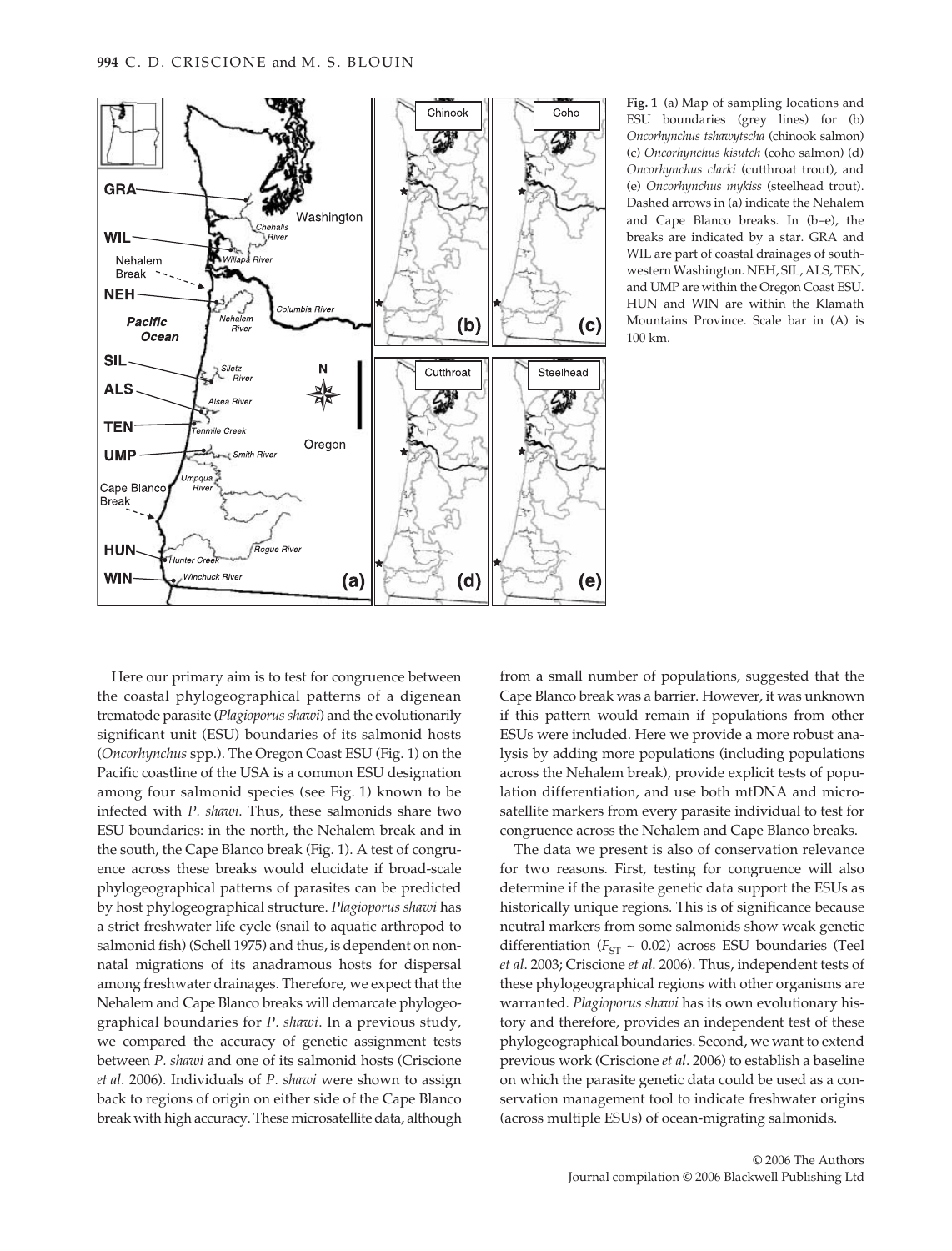**Fig. 1** (a) Map of sampling locations and ESU boundaries (grey lines) for (b) *Oncorhynchus tshawytscha* (chinook salmon) (c) *Oncorhynchus kisutch* (coho salmon) (d) *Oncorhynchus clarki* (cutthroat trout), and (e) *Oncorhynchus mykiss* (steelhead trout). Dashed arrows in (a) indicate the Nehalem and Cape Blanco breaks. In (b–e), the breaks are indicated by a star. GRA and WIL are part of coastal drainages of southwestern Washington. NEH, SIL, ALS, TEN, and UMP are within the Oregon Coast ESU. HUN and WIN are within the Klamath Mountains Province. Scale bar in (A) is 100 km.

Here our primary aim is to test for congruence between the coastal phylogeographical patterns of a digenean trematode parasite (*Plagioporus shawi*) and the evolutionarily significant unit (ESU) boundaries of its salmonid hosts (*Oncorhynchus* spp.). The Oregon Coast ESU (Fig. 1) on the Pacific coastline of the USA is a common ESU designation among four salmonid species (see Fig. 1) known to be infected with *P. shawi*. Thus, these salmonids share two ESU boundaries: in the north, the Nehalem break and in the south, the Cape Blanco break (Fig. 1). A test of congruence across these breaks would elucidate if broad-scale phylogeographical patterns of parasites can be predicted by host phylogeographical structure. *Plagioporus shawi* has a strict freshwater life cycle (snail to aquatic arthropod to salmonid fish) (Schell 1975) and thus, is dependent on nonnatal migrations of its anadramous hosts for dispersal among freshwater drainages. Therefore, we expect that the Nehalem and Cape Blanco breaks will demarcate phylogeographical boundaries for *P. shawi*. In a previous study, we compared the accuracy of genetic assignment tests between *P. shawi* and one of its salmonid hosts (Criscione *et al*. 2006). Individuals of *P. shawi* were shown to assign back to regions of origin on either side of the Cape Blanco break with high accuracy. These microsatellite data, although from a small number of populations, suggested that the Cape Blanco break was a barrier. However, it was unknown if this pattern would remain if populations from other ESUs were included. Here we provide a more robust analysis by adding more populations (including populations across the Nehalem break), provide explicit tests of population differentiation, and use both mtDNA and microsatellite markers from every parasite individual to test for congruence across the Nehalem and Cape Blanco breaks.

The data we present is also of conservation relevance for two reasons. First, testing for congruence will also determine if the parasite genetic data support the ESUs as historically unique regions. This is of significance because neutral markers from some salmonids show weak genetic differentiation ($F_{ST}$ ~ 0.02) across ESU boundaries (Teel *et al*. 2003; Criscione *et al*. 2006). Thus, independent tests of these phylogeographical regions with other organisms are warranted. *Plagioporus shawi* has its own evolutionary history and therefore, provides an independent test of these phylogeographical boundaries. Second, we want to extend previous work (Criscione *et al*. 2006) to establish a baseline on which the parasite genetic data could be used as a conservation management tool to indicate freshwater origins (across multiple ESUs) of ocean-migrating salmonids.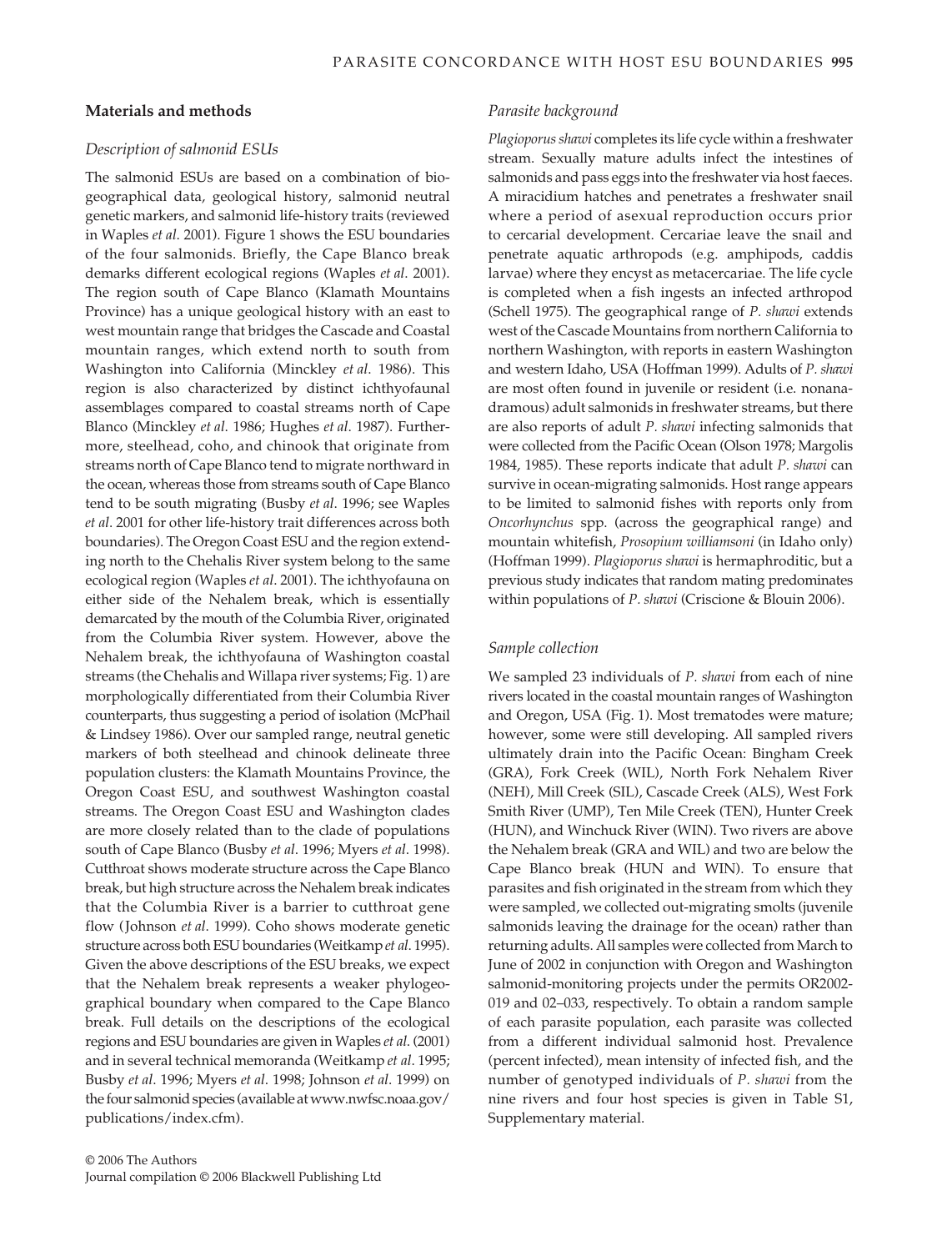## Materials and methods

### Description of salmonid ESUs

The salmonid ESUs are based on a combination of biogeographical data, geological history, salmonid neutral genetic markers, and salmonid life-history traits (reviewed in Waples *et al*. 2001). Figure 1 shows the ESU boundaries of the four salmonids. Briefly, the Cape Blanco break demarks different ecological regions (Waples *et al*. 2001). The region south of Cape Blanco (Klamath Mountains Province) has a unique geological history with an east to west mountain range that bridges the Cascade and Coastal mountain ranges, which extend north to south from Washington into California (Minckley *et al*. 1986). This region is also characterized by distinct ichthyofaunal assemblages compared to coastal streams north of Cape Blanco (Minckley *et al*. 1986; Hughes *et al*. 1987). Furthermore, steelhead, coho, and chinook that originate from streams north of Cape Blanco tend to migrate northward in the ocean, whereas those from streams south of Cape Blanco tend to be south migrating (Busby *et al*. 1996; see Waples *et al*. 2001 for other life-history trait differences across both boundaries). The Oregon Coast ESU and the region extending north to the Chehalis River system belong to the same ecological region (Waples *et al*. 2001). The ichthyofauna on either side of the Nehalem break, which is essentially demarcated by the mouth of the Columbia River, originated from the Columbia River system. However, above the Nehalem break, the ichthyofauna of Washington coastal streams (the Chehalis and Willapa river systems; Fig. 1) are morphologically differentiated from their Columbia River counterparts, thus suggesting a period of isolation (McPhail & Lindsey 1986). Over our sampled range, neutral genetic markers of both steelhead and chinook delineate three population clusters: the Klamath Mountains Province, the Oregon Coast ESU, and southwest Washington coastal streams. The Oregon Coast ESU and Washington clades are more closely related than to the clade of populations south of Cape Blanco (Busby *et al*. 1996; Myers *et al*. 1998). Cutthroat shows moderate structure across the Cape Blanco break, but high structure across the Nehalem break indicates that the Columbia River is a barrier to cutthroat gene flow (Johnson *et al*. 1999). Coho shows moderate genetic structure across both ESU boundaries (Weitkamp *et al*. 1995). Given the above descriptions of the ESU breaks, we expect that the Nehalem break represents a weaker phylogeographical boundary when compared to the Cape Blanco break. Full details on the descriptions of the ecological regions and ESU boundaries are given in Waples *et al*. (2001) and in several technical memoranda (Weitkamp *et al*. 1995; Busby *et al*. 1996; Myers *et al*. 1998; Johnson *et al*. 1999) on the four salmonid species (available at www.nwfsc.noaa.gov/publications/index.cfm).

### Parasite background

*Plagioporus shawi* completes its life cycle within a freshwater stream. Sexually mature adults infect the intestines of salmonids and pass eggs into the freshwater via host faeces. A miracidium hatches and penetrates a freshwater snail where a period of asexual reproduction occurs prior to cercarial development. Cercariae leave the snail and penetrate aquatic arthropods (e.g. amphipods, caddis larvae) where they encyst as metacercariae. The life cycle is completed when a fish ingests an infected arthropod (Schell 1975). The geographical range of *P. shawi* extends west of the Cascade Mountains from northern California to northern Washington, with reports in eastern Washington and western Idaho, USA (Hoffman 1999). Adults of *P. shawi* are most often found in juvenile or resident (i.e. nonanadromous) adult salmonids in freshwater streams, but there are also reports of adult *P. shawi* infecting salmonids that were collected from the Pacific Ocean (Olson 1978; Margolis 1984, 1985). These reports indicate that adult *P. shawi* can survive in ocean-migrating salmonids. Host range appears to be limited to salmonid fishes with reports only from *Oncorhynchus* spp. (across the geographical range) and mountain whitefish, *Prosopium williamsoni* (in Idaho only) (Hoffman 1999). *Plagioporus shawi* is hermaphroditic, but a previous study indicates that random mating predominates within populations of *P. shawi* (Criscione & Blouin 2006).

### Sample collection

We sampled 23 individuals of *P. shawi* from each of nine rivers located in the coastal mountain ranges of Washington and Oregon, USA (Fig. 1). Most trematodes were mature; however, some were still developing. All sampled rivers ultimately drain into the Pacific Ocean: Bingham Creek (GRA), Fork Creek (WIL), North Fork Nehalem River (NEH), Mill Creek (SIL), Cascade Creek (ALS), West Fork Smith River (UMP), Ten Mile Creek (TEN), Hunter Creek (HUN), and Winchuck River (WIN). Two rivers are above the Nehalem break (GRA and WIL) and two are below the Cape Blanco break (HUN and WIN). To ensure that parasites and fish originated in the stream from which they were sampled, we collected out-migrating smolts (juvenile salmonids leaving the drainage for the ocean) rather than returning adults. All samples were collected from March to June of 2002 in conjunction with Oregon and Washington salmonid-monitoring projects under the permits OR2002-019 and 02–033, respectively. To obtain a random sample of each parasite population, each parasite was collected from a different individual salmonid host. Prevalence (percent infected), mean intensity of infected fish, and the number of genotyped individuals of *P. shawi* from the nine rivers and four host species is given in Table S1, Supplementary material.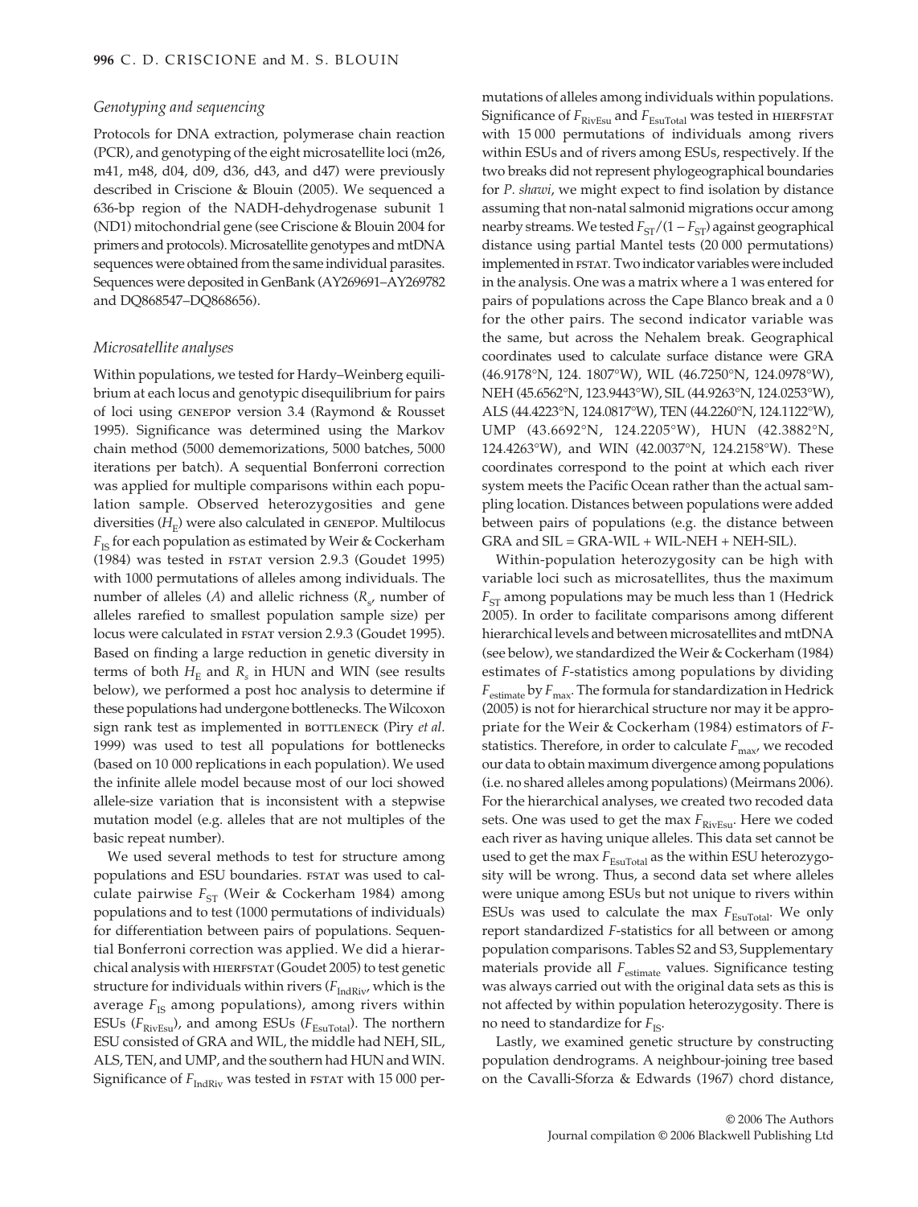### *Genotyping and sequencing*

Protocols for DNA extraction, polymerase chain reaction (PCR), and genotyping of the eight microsatellite loci (m26, m41, m48, d04, d09, d36, d43, and d47) were previously described in Criscione & Blouin (2005). We sequenced a 636-bp region of the NADH-dehydrogenase subunit 1 (ND1) mitochondrial gene (see Criscione & Blouin 2004 for primers and protocols). Microsatellite genotypes and mtDNA sequences were obtained from the same individual parasites. Sequences were deposited in GenBank (AY269691–AY269782 and DQ868547–DQ868656).

### *Microsatellite analyses*

Within populations, we tested for Hardy–Weinberg equilibrium at each locus and genotypic disequilibrium for pairs of loci using GENEPOP version 3.4 (Raymond & Rousset 1995). Significance was determined using the Markov chain method (5000 dememorizations, 5000 batches, 5000 iterations per batch). A sequential Bonferroni correction was applied for multiple comparisons within each population sample. Observed heterozygosities and gene diversities ($H_E$) were also calculated in GENEPOP. Multilocus $F_{IS}$ for each population as estimated by Weir & Cockerham (1984) was tested in FSTAT version 2.9.3 (Goudet 1995) with 1000 permutations of alleles among individuals. The number of alleles ($A$) and allelic richness ($R_s$, number of alleles rarefied to smallest population sample size) per locus were calculated in FSTAT version 2.9.3 (Goudet 1995). Based on finding a large reduction in genetic diversity in terms of both $H_E$ and $R_s$ in HUN and WIN (see results below), we performed a post hoc analysis to determine if these populations had undergone bottlenecks. The Wilcoxon sign rank test as implemented in BOTTLENECK (Piry *et al.* 1999) was used to test all populations for bottlenecks (based on 10 000 replications in each population). We used the infinite allele model because most of our loci showed allele-size variation that is inconsistent with a stepwise mutation model (e.g. alleles that are not multiples of the basic repeat number).

We used several methods to test for structure among populations and ESU boundaries. FSTAT was used to calculate pairwise $F_{ST}$ (Weir & Cockerham 1984) among populations and to test (1000 permutations of individuals) for differentiation between pairs of populations. Sequential Bonferroni correction was applied. We did a hierarchical analysis with HIERFSTAT (Goudet 2005) to test genetic structure for individuals within rivers ($F_{IndRiv}$, which is the average $F_{IS}$ among populations), among rivers within ESUs ($F_{RivEsu}$), and among ESUs ($F_{EsuTotal}$). The northern ESU consisted of GRA and WIL, the middle had NEH, SIL, ALS, TEN, and UMP, and the southern had HUN and WIN. Significance of $F_{IndRiv}$ was tested in FSTAT with 15 000 permutations of alleles among individuals within populations. Significance of $F_{RivEsu}$ and $F_{EsuTotal}$ was tested in HIERFSTAT with 15 000 permutations of individuals among rivers within ESUs and of rivers among ESUs, respectively. If the two breaks did not represent phylogeographical boundaries for *P. shawi*, we might expect to find isolation by distance assuming that non-natal salmonid migrations occur among nearby streams. We tested $F_{ST}/(1 - F_{ST})$ against geographical distance using partial Mantel tests (20 000 permutations) implemented in FSTAT. Two indicator variables were included in the analysis. One was a matrix where a 1 was entered for pairs of populations across the Cape Blanco break and a 0 for the other pairs. The second indicator variable was the same, but across the Nehalem break. Geographical coordinates used to calculate surface distance were GRA (46.9178°N, 124. 1807°W), WIL (46.7250°N, 124.0978°W), NEH (45.6562°N, 123.9443°W), SIL (44.9263°N, 124.0253°W), ALS (44.4223°N, 124.0817°W), TEN (44.2260°N, 124.1122°W), UMP (43.6692°N, 124.2205°W), HUN (42.3882°N, 124.4263°W), and WIN (42.0037°N, 124.2158°W). These coordinates correspond to the point at which each river system meets the Pacific Ocean rather than the actual sampling location. Distances between populations were added between pairs of populations (e.g. the distance between GRA and SIL = GRA-WIL + WIL-NEH + NEH-SIL).

Within-population heterozygosity can be high with variable loci such as microsatellites, thus the maximum $F_{ST}$ among populations may be much less than 1 (Hedrick 2005). In order to facilitate comparisons among different hierarchical levels and between microsatellites and mtDNA (see below), we standardized the Weir & Cockerham (1984) estimates of *F*-statistics among populations by dividing $F_{estimate}$ by $F_{max}$. The formula for standardization in Hedrick (2005) is not for hierarchical structure nor may it be appropriate for the Weir & Cockerham (1984) estimators of *F*-statistics. Therefore, in order to calculate $F_{max}$, we recoded our data to obtain maximum divergence among populations (i.e. no shared alleles among populations) (Meirmans 2006). For the hierarchical analyses, we created two recoded data sets. One was used to get the max $F_{RivEsu}$. Here we coded each river as having unique alleles. This data set cannot be used to get the max $F_{EsuTotal}$ as the within ESU heterozygosity will be wrong. Thus, a second data set where alleles were unique among ESUs but not unique to rivers within ESUs was used to calculate the max $F_{EsuTotal}$. We only report standardized *F*-statistics for all between or among population comparisons. Tables S2 and S3, Supplementary materials provide all $F_{estimate}$ values. Significance testing was always carried out with the original data sets as this is not affected by within population heterozygosity. There is no need to standardize for $F_{IS}$.

Lastly, we examined genetic structure by constructing population dendrograms. A neighbour-joining tree based on the Cavalli-Sforza & Edwards (1967) chord distance,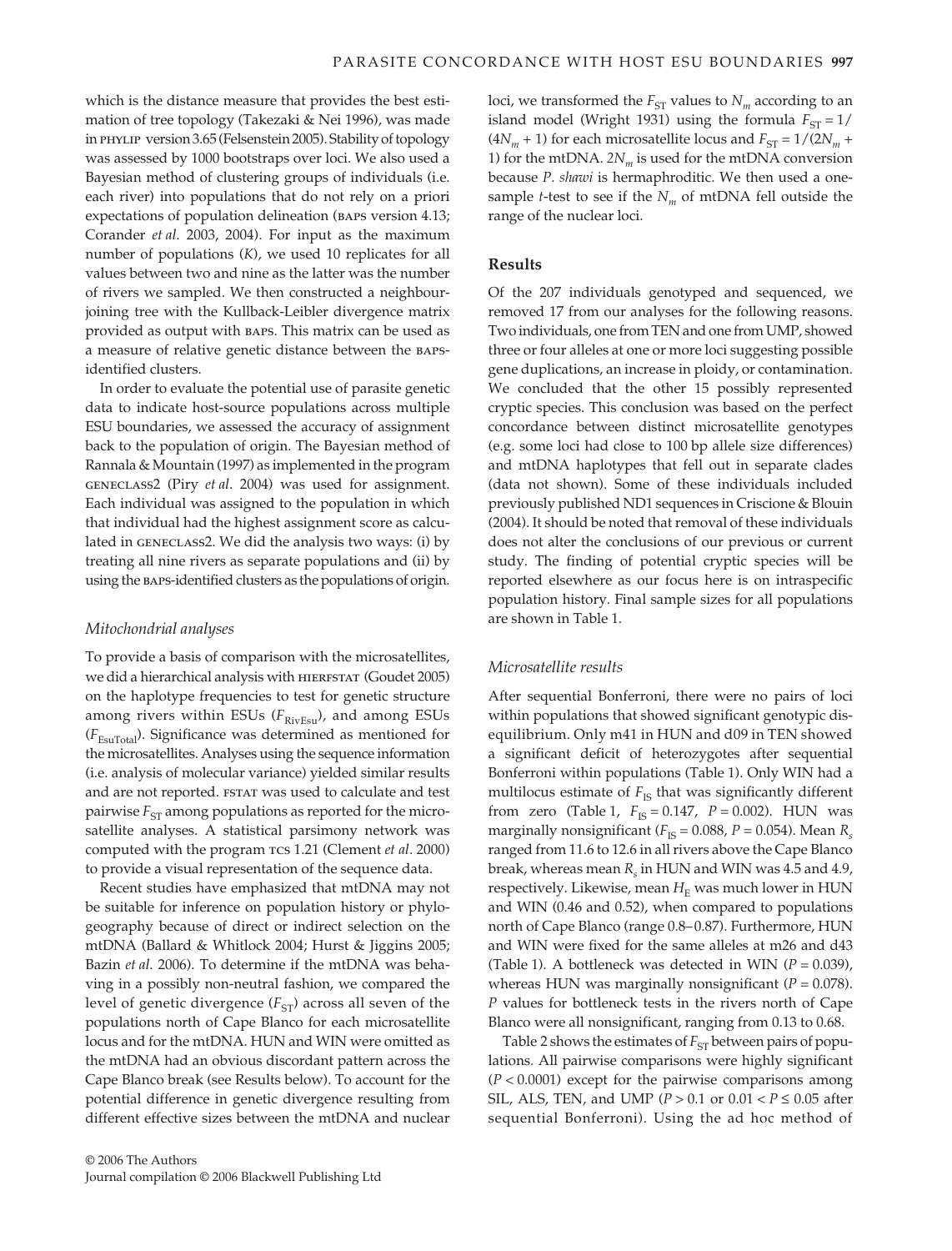which is the distance measure that provides the best estimation of tree topology (Takezaki & Nei 1996), was made in PHYLIP version 3.65 (Felsenstein 2005). Stability of topology was assessed by 1000 bootstraps over loci. We also used a Bayesian method of clustering groups of individuals (i.e. each river) into populations that do not rely on a priori expectations of population delineation (BAPS version 4.13; Corander *et al*. 2003, 2004). For input as the maximum number of populations (*K*), we used 10 replicates for all values between two and nine as the latter was the number of rivers we sampled. We then constructed a neighbour-joining tree with the Kullback-Leibler divergence matrix provided as output with BAPS. This matrix can be used as a measure of relative genetic distance between the BAPS-identified clusters.

In order to evaluate the potential use of parasite genetic data to indicate host-source populations across multiple ESU boundaries, we assessed the accuracy of assignment back to the population of origin. The Bayesian method of Rannala & Mountain (1997) as implemented in the program GENECLASS2 (Piry *et al*. 2004) was used for assignment. Each individual was assigned to the population in which that individual had the highest assignment score as calculated in GENECLASS2. We did the analysis two ways: (i) by treating all nine rivers as separate populations and (ii) by using the BAPS-identified clusters as the populations of origin.

### *Mitochondrial analyses*

To provide a basis of comparison with the microsatellites, we did a hierarchical analysis with HIERFSTAT (Goudet 2005) on the haplotype frequencies to test for genetic structure among rivers within ESUs ($F_{RivEsu}$), and among ESUs ($F_{EsuTotal}$). Significance was determined as mentioned for the microsatellites. Analyses using the sequence information (i.e. analysis of molecular variance) yielded similar results and are not reported. FSTAT was used to calculate and test pairwise $F_{ST}$ among populations as reported for the microsatellite analyses. A statistical parsimony network was computed with the program TCS 1.21 (Clement *et al*. 2000) to provide a visual representation of the sequence data.

Recent studies have emphasized that mtDNA may not be suitable for inference on population history or phylogeography because of direct or indirect selection on the mtDNA (Ballard & Whitlock 2004; Hurst & Jiggins 2005; Bazin *et al*. 2006). To determine if the mtDNA was behaving in a possibly non-neutral fashion, we compared the level of genetic divergence ($F_{ST}$) across all seven of the populations north of Cape Blanco for each microsatellite locus and for the mtDNA. HUN and WIN were omitted as the mtDNA had an obvious discordant pattern across the Cape Blanco break (see Results below). To account for the potential difference in genetic divergence resulting from different effective sizes between the mtDNA and nuclear loci, we transformed the $F_{ST}$ values to $N_m$ according to an island model (Wright 1931) using the formula $F_{ST} = 1/(4N_m + 1)$ for each microsatellite locus and $F_{ST} = 1/(2N_m + 1)$ for the mtDNA. $2N_m$ is used for the mtDNA conversion because *P. shawi* is hermaphroditic. We then used a one-sample *t*-test to see if the $N_m$ of mtDNA fell outside the range of the nuclear loci.

## Results

Of the 207 individuals genotyped and sequenced, we removed 17 from our analyses for the following reasons. Two individuals, one from TEN and one from UMP, showed three or four alleles at one or more loci suggesting possible gene duplications, an increase in ploidy, or contamination. We concluded that the other 15 possibly represented cryptic species. This conclusion was based on the perfect concordance between distinct microsatellite genotypes (e.g. some loci had close to 100 bp allele size differences) and mtDNA haplotypes that fell out in separate clades (data not shown). Some of these individuals included previously published ND1 sequences in Criscione & Blouin (2004). It should be noted that removal of these individuals does not alter the conclusions of our previous or current study. The finding of potential cryptic species will be reported elsewhere as our focus here is on intraspecific population history. Final sample sizes for all populations are shown in Table 1.

### *Microsatellite results*

After sequential Bonferroni, there were no pairs of loci within populations that showed significant genotypic disequilibrium. Only m41 in HUN and d09 in TEN showed a significant deficit of heterozygotes after sequential Bonferroni within populations (Table 1). Only WIN had a multilocus estimate of $F_{IS}$ that was significantly different from zero (Table 1, $F_{IS} = 0.147$, $P = 0.002$). HUN was marginally nonsignificant ($F_{IS} = 0.088$, $P = 0.054$). Mean $R_s$ ranged from 11.6 to 12.6 in all rivers above the Cape Blanco break, whereas mean $R_s$ in HUN and WIN was 4.5 and 4.9, respectively. Likewise, mean $H_E$ was much lower in HUN and WIN (0.46 and 0.52), when compared to populations north of Cape Blanco (range 0.8–0.87). Furthermore, HUN and WIN were fixed for the same alleles at m26 and d43 (Table 1). A bottleneck was detected in WIN ($P = 0.039$), whereas HUN was marginally nonsignificant ($P = 0.078$). *P* values for bottleneck tests in the rivers north of Cape Blanco were all nonsignificant, ranging from 0.13 to 0.68.

Table 2 shows the estimates of $F_{ST}$ between pairs of populations. All pairwise comparisons were highly significant ($P < 0.0001$) except for the pairwise comparisons among SIL, ALS, TEN, and UMP ($P > 0.1$ or $0.01 < P \leq 0.05$ after sequential Bonferroni). Using the ad hoc method of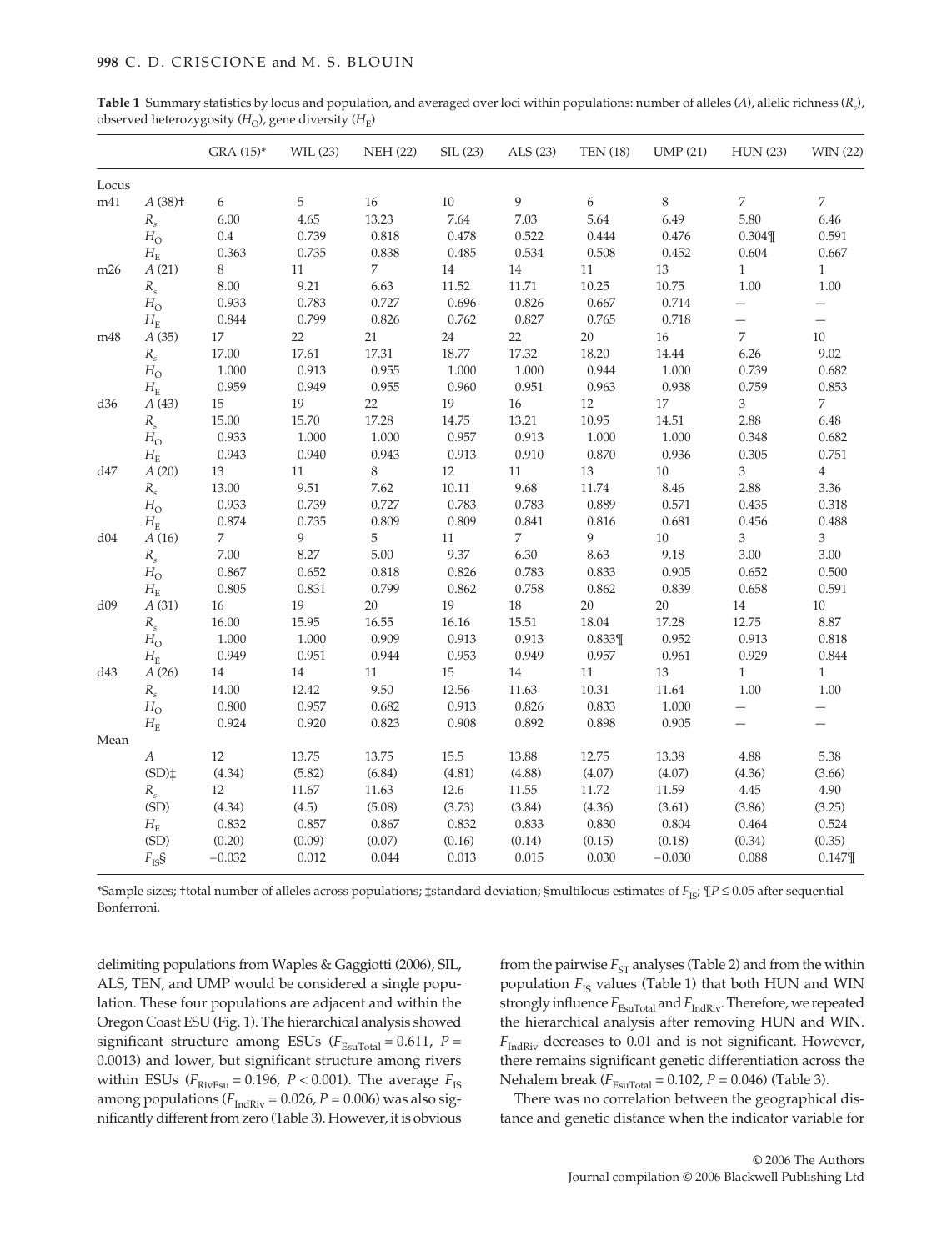**Table 1** Summary statistics by locus and population, and averaged over loci within populations: number of alleles ($A$), allelic richness ($R_s$), observed heterozygosity ($H_O$), gene diversity ($H_E$)

| | | GRA (15)* | WIL (23) | NEH (22) | SIL (23) | ALS (23) | TEN (18) | UMP (21) | HUN (23) | WIN (22) |
|---|---|---|---|---|---|---|---|---|---|---|
| Locus | | | | | | | | | | |
| m41 | $A$ (38)† | 6 | 5 | 16 | 10 | 9 | 6 | 8 | 7 | 7 |
| | $R_s$ | 6.00 | 4.65 | 13.23 | 7.64 | 7.03 | 5.64 | 6.49 | 5.80 | 6.46 |
| | $H_O$ | 0.4 | 0.739 | 0.818 | 0.478 | 0.522 | 0.444 | 0.476 | 0.304¶ | 0.591 |
| | $H_E$ | 0.363 | 0.735 | 0.838 | 0.485 | 0.534 | 0.508 | 0.452 | 0.604 | 0.667 |
| m26 | $A$ (21) | 8 | 11 | 7 | 14 | 14 | 11 | 13 | 1 | 1 |
| | $R_s$ | 8.00 | 9.21 | 6.63 | 11.52 | 11.71 | 10.25 | 10.75 | 1.00 | 1.00 |
| | $H_O$ | 0.933 | 0.783 | 0.727 | 0.696 | 0.826 | 0.667 | 0.714 | — | — |
| | $H_E$ | 0.844 | 0.799 | 0.826 | 0.762 | 0.827 | 0.765 | 0.718 | — | — |
| m48 | $A$ (35) | 17 | 22 | 21 | 24 | 22 | 20 | 16 | 7 | 10 |
| | $R_s$ | 17.00 | 17.61 | 17.31 | 18.77 | 17.32 | 18.20 | 14.44 | 6.26 | 9.02 |
| | $H_O$ | 1.000 | 0.913 | 0.955 | 1.000 | 1.000 | 0.944 | 1.000 | 0.739 | 0.682 |
| | $H_E$ | 0.959 | 0.949 | 0.955 | 0.960 | 0.951 | 0.963 | 0.938 | 0.759 | 0.853 |
| d36 | $A$ (43) | 15 | 19 | 22 | 19 | 16 | 12 | 17 | 3 | 7 |
| | $R_s$ | 15.00 | 15.70 | 17.28 | 14.75 | 13.21 | 10.95 | 14.51 | 2.88 | 6.48 |
| | $H_O$ | 0.933 | 1.000 | 1.000 | 0.957 | 0.913 | 1.000 | 1.000 | 0.348 | 0.682 |
| | $H_E$ | 0.943 | 0.940 | 0.943 | 0.913 | 0.910 | 0.870 | 0.936 | 0.305 | 0.751 |
| d47 | $A$ (20) | 13 | 11 | 8 | 12 | 11 | 13 | 10 | 3 | 4 |
| | $R_s$ | 13.00 | 9.51 | 7.62 | 10.11 | 9.68 | 11.74 | 8.46 | 2.88 | 3.36 |
| | $H_O$ | 0.933 | 0.739 | 0.727 | 0.783 | 0.783 | 0.889 | 0.571 | 0.435 | 0.318 |
| | $H_E$ | 0.874 | 0.735 | 0.809 | 0.809 | 0.841 | 0.816 | 0.681 | 0.456 | 0.488 |
| d04 | $A$ (16) | 7 | 9 | 5 | 11 | 7 | 9 | 10 | 3 | 3 |
| | $R_s$ | 7.00 | 8.27 | 5.00 | 9.37 | 6.30 | 8.63 | 9.18 | 3.00 | 3.00 |
| | $H_O$ | 0.867 | 0.652 | 0.818 | 0.826 | 0.783 | 0.833 | 0.905 | 0.652 | 0.500 |
| | $H_E$ | 0.805 | 0.831 | 0.799 | 0.862 | 0.758 | 0.862 | 0.839 | 0.658 | 0.591 |
| d09 | $A$ (31) | 16 | 19 | 20 | 19 | 18 | 20 | 20 | 14 | 10 |
| | $R_s$ | 16.00 | 15.95 | 16.55 | 16.16 | 15.51 | 18.04 | 17.28 | 12.75 | 8.87 |
| | $H_O$ | 1.000 | 1.000 | 0.909 | 0.913 | 0.913 | 0.833¶ | 0.952 | 0.913 | 0.818 |
| | $H_E$ | 0.949 | 0.951 | 0.944 | 0.953 | 0.949 | 0.957 | 0.961 | 0.929 | 0.844 |
| d43 | $A$ (26) | 14 | 14 | 11 | 15 | 14 | 11 | 13 | 1 | 1 |
| | $R_s$ | 14.00 | 12.42 | 9.50 | 12.56 | 11.63 | 10.31 | 11.64 | 1.00 | 1.00 |
| | $H_O$ | 0.800 | 0.957 | 0.682 | 0.913 | 0.826 | 0.833 | 1.000 | — | — |
| | $H_E$ | 0.924 | 0.920 | 0.823 | 0.908 | 0.892 | 0.898 | 0.905 | — | — |
| Mean | | | | | | | | | | |
| | $A$ | 12 | 13.75 | 13.75 | 15.5 | 13.88 | 12.75 | 13.38 | 4.88 | 5.38 |
| | (SD)‡ | (4.34) | (5.82) | (6.84) | (4.81) | (4.88) | (4.07) | (4.07) | (4.36) | (3.66) |
| | $R_s$ | 12 | 11.67 | 11.63 | 12.6 | 11.55 | 11.72 | 11.59 | 4.45 | 4.90 |
| | (SD) | (4.34) | (4.5) | (5.08) | (3.73) | (3.84) | (4.36) | (3.61) | (3.86) | (3.25) |
| | $H_E$ | 0.832 | 0.857 | 0.867 | 0.832 | 0.833 | 0.830 | 0.804 | 0.464 | 0.524 |
| | (SD) | (0.20) | (0.09) | (0.07) | (0.16) | (0.14) | (0.15) | (0.18) | (0.34) | (0.35) |
| | $F_{IS}$§ | −0.032 | 0.012 | 0.044 | 0.013 | 0.015 | 0.030 | −0.030 | 0.088 | 0.147¶ |

*Sample sizes; †total number of alleles across populations; ‡standard deviation; §multilocus estimates of $F_{IS}$; ¶$P \leq 0.05$ after sequential Bonferroni.

delimiting populations from Waples & Gaggiotti (2006), SIL, ALS, TEN, and UMP would be considered a single population. These four populations are adjacent and within the Oregon Coast ESU (Fig. 1). The hierarchical analysis showed significant structure among ESUs ($F_{EsuTotal} = 0.611$, $P = 0.0013$) and lower, but significant structure among rivers within ESUs ($F_{RivEsu} = 0.196$, $P < 0.001$). The average $F_{IS}$ among populations ($F_{IndRiv} = 0.026$, $P = 0.006$) was also significantly different from zero (Table 3). However, it is obvious from the pairwise $F_{ST}$ analyses (Table 2) and from the within population $F_{IS}$ values (Table 1) that both HUN and WIN strongly influence $F_{EsuTotal}$ and $F_{IndRiv}$. Therefore, we repeated the hierarchical analysis after removing HUN and WIN. $F_{IndRiv}$ decreases to 0.01 and is not significant. However, there remains significant genetic differentiation across the Nehalem break ($F_{EsuTotal} = 0.102$, $P = 0.046$) (Table 3).

There was no correlation between the geographical distance and genetic distance when the indicator variable for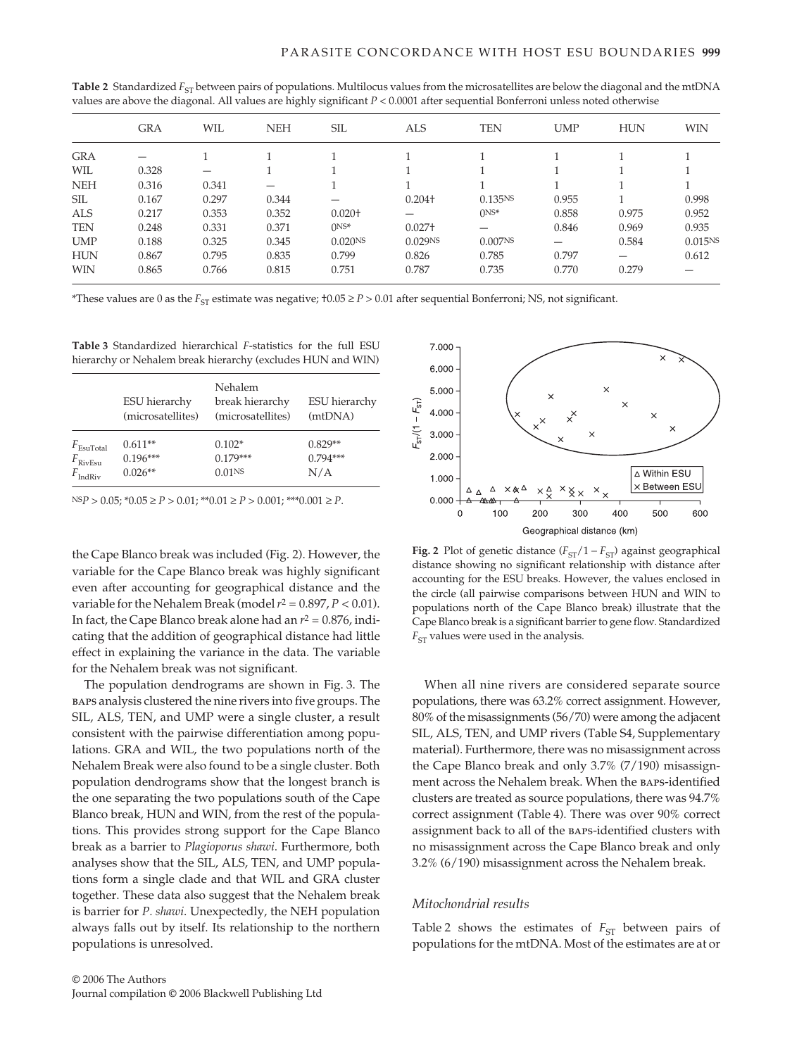**Table 2** Standardized $F_{ST}$ between pairs of populations. Multilocus values from the microsatellites are below the diagonal and the mtDNA values are above the diagonal. All values are highly significant $P < 0.0001$ after sequential Bonferroni unless noted otherwise

| | GRA | WIL | NEH | SIL | ALS | TEN | UMP | HUN | WIN |
|---|---|---|---|---|---|---|---|---|---|
| GRA | — | 1 | 1 | 1 | 1 | 1 | 1 | 1 | 1 |
| WIL | 0.328 | — | 1 | 1 | 1 | 1 | 1 | 1 | 1 |
| NEH | 0.316 | 0.341 | — | 1 | 1 | 1 | 1 | 1 | 1 |
| SIL | 0.167 | 0.297 | 0.344 | — | 0.204† | 0.135NS | 0.955 | 1 | 0.998 |
| ALS | 0.217 | 0.353 | 0.352 | 0.020† | — | 0NS* | 0.858 | 0.975 | 0.952 |
| TEN | 0.248 | 0.331 | 0.371 | 0NS* | 0.027† | — | 0.846 | 0.969 | 0.935 |
| UMP | 0.188 | 0.325 | 0.345 | 0.020NS | 0.029NS | 0.007NS | — | 0.584 | 0.015NS |
| HUN | 0.867 | 0.795 | 0.835 | 0.799 | 0.826 | 0.785 | 0.797 | — | 0.612 |
| WIN | 0.865 | 0.766 | 0.815 | 0.751 | 0.787 | 0.735 | 0.770 | 0.279 | — |

*These values are 0 as the $F_{ST}$ estimate was negative; †$0.05 \geq P > 0.01$ after sequential Bonferroni; NS, not significant.

**Table 3** Standardized hierarchical F-statistics for the full ESU hierarchy or Nehalem break hierarchy (excludes HUN and WIN)

| | ESU hierarchy (microsatellites) | Nehalem break hierarchy (microsatellites) | ESU hierarchy (mtDNA) |
|---|---|---|---|
| $F_{EsuTotal}$ | 0.611** | 0.102* | 0.829** |
| $F_{RivEsu}$ | 0.196*** | 0.179*** | 0.794*** |
| $F_{IndRiv}$ | 0.026** | 0.01NS | N/A |

NS$P > 0.05$; *$0.05 \geq P > 0.01$; **$0.01 \geq P > 0.001$; ***$0.001 \geq P$.

**Fig. 2** Plot of genetic distance ($F_{ST}/1 - F_{ST}$) against geographical distance showing no significant relationship with distance after accounting for the ESU breaks. However, the values enclosed in the circle (all pairwise comparisons between HUN and WIN to populations north of the Cape Blanco break) illustrate that the Cape Blanco break is a significant barrier to gene flow. Standardized $F_{ST}$ values were used in the analysis.

the Cape Blanco break was included (Fig. 2). However, the variable for the Cape Blanco break was highly significant even after accounting for geographical distance and the variable for the Nehalem Break (model $r^2 = 0.897$, $P < 0.01$). In fact, the Cape Blanco break alone had an $r^2 = 0.876$, indicating that the addition of geographical distance had little effect in explaining the variance in the data. The variable for the Nehalem break was not significant.

The population dendrograms are shown in Fig. 3. The BAPS analysis clustered the nine rivers into five groups. The SIL, ALS, TEN, and UMP were a single cluster, a result consistent with the pairwise differentiation among populations. GRA and WIL, the two populations north of the Nehalem Break were also found to be a single cluster. Both population dendrograms show that the longest branch is the one separating the two populations south of the Cape Blanco break, HUN and WIN, from the rest of the populations. This provides strong support for the Cape Blanco break as a barrier to *Plagioporus shawi*. Furthermore, both analyses show that the SIL, ALS, TEN, and UMP populations form a single clade and that WIL and GRA cluster together. These data also suggest that the Nehalem break is barrier for *P. shawi*. Unexpectedly, the NEH population always falls out by itself. Its relationship to the northern populations is unresolved.

When all nine rivers are considered separate source populations, there was 63.2% correct assignment. However, 80% of the misassignments (56/70) were among the adjacent SIL, ALS, TEN, and UMP rivers (Table S4, Supplementary material). Furthermore, there was no misassignment across the Cape Blanco break and only 3.7% (7/190) misassignment across the Nehalem break. When the BAPS-identified clusters are treated as source populations, there was 94.7% correct assignment (Table 4). There was over 90% correct assignment back to all of the BAPS-identified clusters with no misassignment across the Cape Blanco break and only 3.2% (6/190) misassignment across the Nehalem break.

### *Mitochondrial results*

Table 2 shows the estimates of $F_{ST}$ between pairs of populations for the mtDNA. Most of the estimates are at or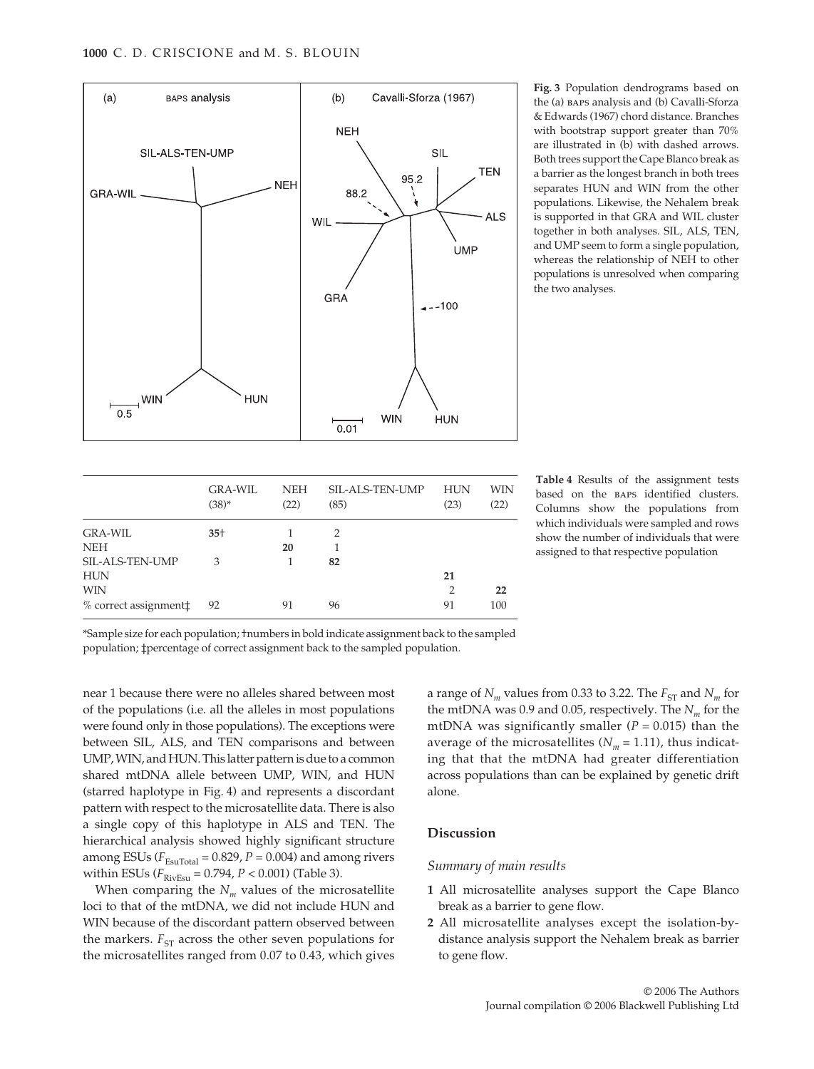**Fig. 3** Population dendrograms based on the (a) BAPS analysis and (b) Cavalli-Sforza & Edwards (1967) chord distance. Branches with bootstrap support greater than 70% are illustrated in (b) with dashed arrows. Both trees support the Cape Blanco break as a barrier as the longest branch in both trees separates HUN and WIN from the other populations. Likewise, the Nehalem break is supported in that GRA and WIL cluster together in both analyses. SIL, ALS, TEN, and UMP seem to form a single population, whereas the relationship of NEH to other populations is unresolved when comparing the two analyses.

**Table 4** Results of the assignment tests based on the BAPS identified clusters. Columns show the populations from which individuals were sampled and rows show the number of individuals that were assigned to that respective population

| | GRA-WIL (38)* | NEH (22) | SIL-ALS-TEN-UMP (85) | HUN (23) | WIN (22) |
|---|---|---|---|---|---|
| GRA-WIL | **35**† | 1 | 2 | | |
| NEH | | **20** | 1 | | |
| SIL-ALS-TEN-UMP | 3 | 1 | **82** | | |
| HUN | | | | **21** | |
| WIN | | | | 2 | **22** |
| % correct assignment‡ | 92 | 91 | 96 | 91 | 100 |

*Sample size for each population; †numbers in bold indicate assignment back to the sampled population; ‡percentage of correct assignment back to the sampled population.

near 1 because there were no alleles shared between most of the populations (i.e. all the alleles in most populations were found only in those populations). The exceptions were between SIL, ALS, and TEN comparisons and between UMP, WIN, and HUN. This latter pattern is due to a common shared mtDNA allele between UMP, WIN, and HUN (starred haplotype in Fig. 4) and represents a discordant pattern with respect to the microsatellite data. There is also a single copy of this haplotype in ALS and TEN. The hierarchical analysis showed highly significant structure among ESUs ($F_{EsuTotal} = 0.829$, $P = 0.004$) and among rivers within ESUs ($F_{RivEsu} = 0.794$, $P < 0.001$) (Table 3).

When comparing the $N_m$ values of the microsatellite loci to that of the mtDNA, we did not include HUN and WIN because of the discordant pattern observed between the markers. $F_{ST}$ across the other seven populations for the microsatellites ranged from 0.07 to 0.43, which gives a range of $N_m$ values from 0.33 to 3.22. The $F_{ST}$ and $N_m$ for the mtDNA was 0.9 and 0.05, respectively. The $N_m$ for the mtDNA was significantly smaller ($P = 0.015$) than the average of the microsatellites ($N_m = 1.11$), thus indicating that that the mtDNA had greater differentiation across populations than can be explained by genetic drift alone.

## Discussion

### *Summary of main results*

**1** All microsatellite analyses support the Cape Blanco break as a barrier to gene flow.

**2** All microsatellite analyses except the isolation-by-distance analysis support the Nehalem break as barrier to gene flow.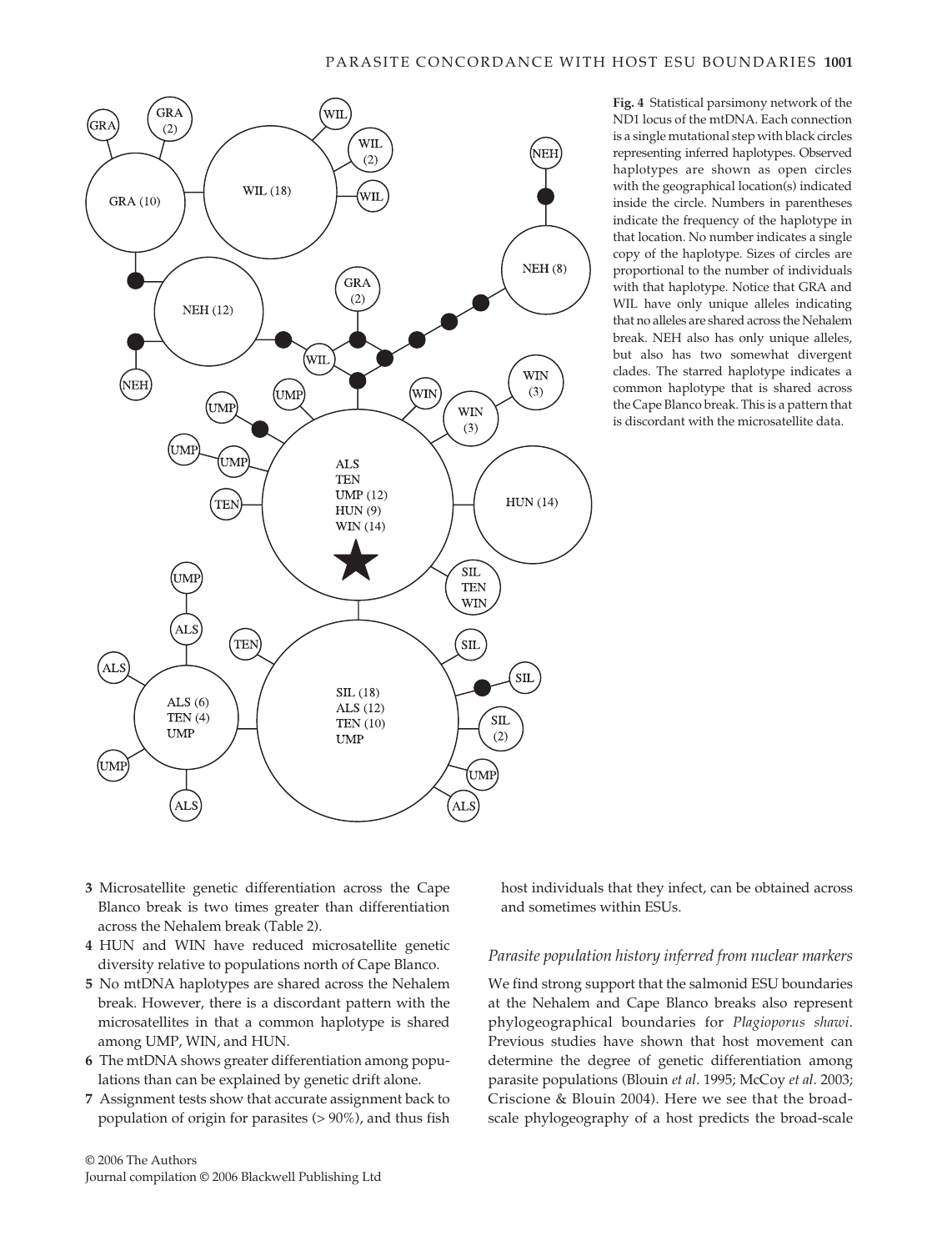**Fig. 4** Statistical parsimony network of the ND1 locus of the mtDNA. Each connection is a single mutational step with black circles representing inferred haplotypes. Observed haplotypes are shown as open circles with the geographical location(s) indicated inside the circle. Numbers in parentheses indicate the frequency of the haplotype in that location. No number indicates a single copy of the haplotype. Sizes of circles are proportional to the number of individuals with that haplotype. Notice that GRA and WIL have only unique alleles indicating that no alleles are shared across the Nehalem break. NEH also has only unique alleles, but also has two somewhat divergent clades. The starred haplotype indicates a common haplotype that is shared across the Cape Blanco break. This is a pattern that is discordant with the microsatellite data.

3. Microsatellite genetic differentiation across the Cape Blanco break is two times greater than differentiation across the Nehalem break (Table 2).
4. HUN and WIN have reduced microsatellite genetic diversity relative to populations north of Cape Blanco.
5. No mtDNA haplotypes are shared across the Nehalem break. However, there is a discordant pattern with the microsatellites in that a common haplotype is shared among UMP, WIN, and HUN.
6. The mtDNA shows greater differentiation among populations than can be explained by genetic drift alone.
7. Assignment tests show that accurate assignment back to population of origin for parasites (> 90%), and thus fish host individuals that they infect, can be obtained across and sometimes within ESUs.

### *Parasite population history inferred from nuclear markers*

We find strong support that the salmonid ESU boundaries at the Nehalem and Cape Blanco breaks also represent phylogeographical boundaries for *Plagioporus shawi*. Previous studies have shown that host movement can determine the degree of genetic differentiation among parasite populations (Blouin *et al*. 1995; McCoy *et al*. 2003; Criscione & Blouin 2004). Here we see that the broad-scale phylogeography of a host predicts the broad-scale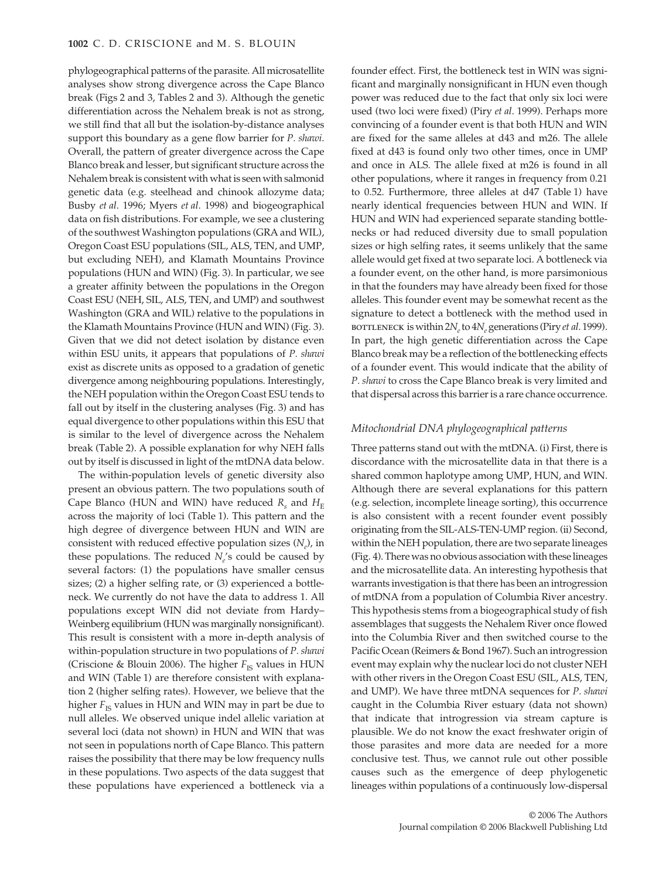phylogeographical patterns of the parasite. All microsatellite analyses show strong divergence across the Cape Blanco break (Figs 2 and 3, Tables 2 and 3). Although the genetic differentiation across the Nehalem break is not as strong, we still find that all but the isolation-by-distance analyses support this boundary as a gene flow barrier for *P. shawi*. Overall, the pattern of greater divergence across the Cape Blanco break and lesser, but significant structure across the Nehalem break is consistent with what is seen with salmonid genetic data (e.g. steelhead and chinook allozyme data; Busby *et al*. 1996; Myers *et al*. 1998) and biogeographical data on fish distributions. For example, we see a clustering of the southwest Washington populations (GRA and WIL), Oregon Coast ESU populations (SIL, ALS, TEN, and UMP, but excluding NEH), and Klamath Mountains Province populations (HUN and WIN) (Fig. 3). In particular, we see a greater affinity between the populations in the Oregon Coast ESU (NEH, SIL, ALS, TEN, and UMP) and southwest Washington (GRA and WIL) relative to the populations in the Klamath Mountains Province (HUN and WIN) (Fig. 3). Given that we did not detect isolation by distance even within ESU units, it appears that populations of *P. shawi* exist as discrete units as opposed to a gradation of genetic divergence among neighbouring populations. Interestingly, the NEH population within the Oregon Coast ESU tends to fall out by itself in the clustering analyses (Fig. 3) and has equal divergence to other populations within this ESU that is similar to the level of divergence across the Nehalem break (Table 2). A possible explanation for why NEH falls out by itself is discussed in light of the mtDNA data below.

The within-population levels of genetic diversity also present an obvious pattern. The two populations south of Cape Blanco (HUN and WIN) have reduced $R_s$ and $H_E$ across the majority of loci (Table 1). This pattern and the high degree of divergence between HUN and WIN are consistent with reduced effective population sizes ($N_e$), in these populations. The reduced $N_e$'s could be caused by several factors: (1) the populations have smaller census sizes; (2) a higher selfing rate, or (3) experienced a bottleneck. We currently do not have the data to address 1. All populations except WIN did not deviate from Hardy–Weinberg equilibrium (HUN was marginally nonsignificant). This result is consistent with a more in-depth analysis of within-population structure in two populations of *P. shawi* (Criscione & Blouin 2006). The higher $F_{IS}$ values in HUN and WIN (Table 1) are therefore consistent with explanation 2 (higher selfing rates). However, we believe that the higher $F_{IS}$ values in HUN and WIN may in part be due to null alleles. We observed unique indel allelic variation at several loci (data not shown) in HUN and WIN that was not seen in populations north of Cape Blanco. This pattern raises the possibility that there may be low frequency nulls in these populations. Two aspects of the data suggest that these populations have experienced a bottleneck via a founder effect. First, the bottleneck test in WIN was significant and marginally nonsignificant in HUN even though power was reduced due to the fact that only six loci were used (two loci were fixed) (Piry *et al*. 1999). Perhaps more convincing of a founder event is that both HUN and WIN are fixed for the same alleles at d43 and m26. The allele fixed at d43 is found only two other times, once in UMP and once in ALS. The allele fixed at m26 is found in all other populations, where it ranges in frequency from 0.21 to 0.52. Furthermore, three alleles at d47 (Table 1) have nearly identical frequencies between HUN and WIN. If HUN and WIN had experienced separate standing bottlenecks or had reduced diversity due to small population sizes or high selfing rates, it seems unlikely that the same allele would get fixed at two separate loci. A bottleneck via a founder event, on the other hand, is more parsimonious in that the founders may have already been fixed for those alleles. This founder event may be somewhat recent as the signature to detect a bottleneck with the method used in BOTTLENECK is within $2N_e$ to $4N_e$ generations (Piry *et al*. 1999). In part, the high genetic differentiation across the Cape Blanco break may be a reflection of the bottlenecking effects of a founder event. This would indicate that the ability of *P. shawi* to cross the Cape Blanco break is very limited and that dispersal across this barrier is a rare chance occurrence.

### *Mitochondrial DNA phylogeographical patterns*

Three patterns stand out with the mtDNA. (i) First, there is discordance with the microsatellite data in that there is a shared common haplotype among UMP, HUN, and WIN. Although there are several explanations for this pattern (e.g. selection, incomplete lineage sorting), this occurrence is also consistent with a recent founder event possibly originating from the SIL-ALS-TEN-UMP region. (ii) Second, within the NEH population, there are two separate lineages (Fig. 4). There was no obvious association with these lineages and the microsatellite data. An interesting hypothesis that warrants investigation is that there has been an introgression of mtDNA from a population of Columbia River ancestry. This hypothesis stems from a biogeographical study of fish assemblages that suggests the Nehalem River once flowed into the Columbia River and then switched course to the Pacific Ocean (Reimers & Bond 1967). Such an introgression event may explain why the nuclear loci do not cluster NEH with other rivers in the Oregon Coast ESU (SIL, ALS, TEN, and UMP). We have three mtDNA sequences for *P. shawi* caught in the Columbia River estuary (data not shown) that indicate that introgression via stream capture is plausible. We do not know the exact freshwater origin of those parasites and more data are needed for a more conclusive test. Thus, we cannot rule out other possible causes such as the emergence of deep phylogenetic lineages within populations of a continuously low-dispersal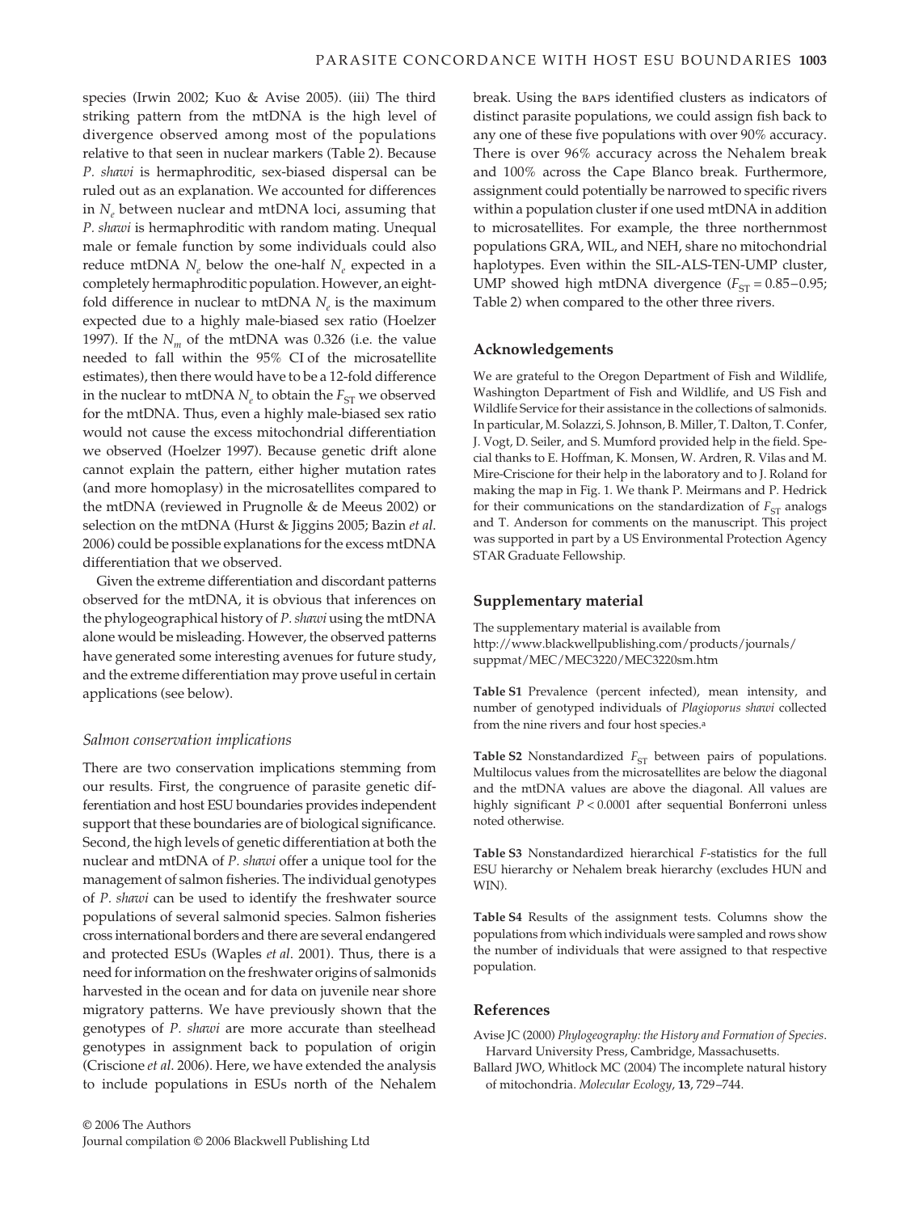species (Irwin 2002; Kuo & Avise 2005). (iii) The third striking pattern from the mtDNA is the high level of divergence observed among most of the populations relative to that seen in nuclear markers (Table 2). Because *P. shawi* is hermaphroditic, sex-biased dispersal can be ruled out as an explanation. We accounted for differences in $N_e$ between nuclear and mtDNA loci, assuming that *P. shawi* is hermaphroditic with random mating. Unequal male or female function by some individuals could also reduce mtDNA $N_e$ below the one-half $N_e$ expected in a completely hermaphroditic population. However, an eight-fold difference in nuclear to mtDNA $N_e$ is the maximum expected due to a highly male-biased sex ratio (Hoelzer 1997). If the $N_m$ of the mtDNA was 0.326 (i.e. the value needed to fall within the 95% CI of the microsatellite estimates), then there would have to be a 12-fold difference in the nuclear to mtDNA $N_e$ to obtain the $F_{ST}$ we observed for the mtDNA. Thus, even a highly male-biased sex ratio would not cause the excess mitochondrial differentiation we observed (Hoelzer 1997). Because genetic drift alone cannot explain the pattern, either higher mutation rates (and more homoplasy) in the microsatellites compared to the mtDNA (reviewed in Prugnolle & de Meeus 2002) or selection on the mtDNA (Hurst & Jiggins 2005; Bazin *et al*. 2006) could be possible explanations for the excess mtDNA differentiation that we observed.

Given the extreme differentiation and discordant patterns observed for the mtDNA, it is obvious that inferences on the phylogeographical history of *P. shawi* using the mtDNA alone would be misleading. However, the observed patterns have generated some interesting avenues for future study, and the extreme differentiation may prove useful in certain applications (see below).

### *Salmon conservation implications*

There are two conservation implications stemming from our results. First, the congruence of parasite genetic differentiation and host ESU boundaries provides independent support that these boundaries are of biological significance. Second, the high levels of genetic differentiation at both the nuclear and mtDNA of *P. shawi* offer a unique tool for the management of salmon fisheries. The individual genotypes of *P. shawi* can be used to identify the freshwater source populations of several salmonid species. Salmon fisheries cross international borders and there are several endangered and protected ESUs (Waples *et al*. 2001). Thus, there is a need for information on the freshwater origins of salmonids harvested in the ocean and for data on juvenile near shore migratory patterns. We have previously shown that the genotypes of *P. shawi* are more accurate than steelhead genotypes in assignment back to population of origin (Criscione *et al*. 2006). Here, we have extended the analysis to include populations in ESUs north of the Nehalem break. Using the BAPS identified clusters as indicators of distinct parasite populations, we could assign fish back to any one of these five populations with over 90% accuracy. There is over 96% accuracy across the Nehalem break and 100% across the Cape Blanco break. Furthermore, assignment could potentially be narrowed to specific rivers within a population cluster if one used mtDNA in addition to microsatellites. For example, the three northernmost populations GRA, WIL, and NEH, share no mitochondrial haplotypes. Even within the SIL-ALS-TEN-UMP cluster, UMP showed high mtDNA divergence ($F_{ST}$ = 0.85–0.95; Table 2) when compared to the other three rivers.

## Acknowledgements

We are grateful to the Oregon Department of Fish and Wildlife, Washington Department of Fish and Wildlife, and US Fish and Wildlife Service for their assistance in the collections of salmonids. In particular, M. Solazzi, S. Johnson, B. Miller, T. Dalton, T. Confer, J. Vogt, D. Seiler, and S. Mumford provided help in the field. Special thanks to E. Hoffman, K. Monsen, W. Ardren, R. Vilas and M. Mire-Criscione for their help in the laboratory and to J. Roland for making the map in Fig. 1. We thank P. Meirmans and P. Hedrick for their communications on the standardization of $F_{ST}$ analogs and T. Anderson for comments on the manuscript. This project was supported in part by a US Environmental Protection Agency STAR Graduate Fellowship.

## Supplementary material

The supplementary material is available from http://www.blackwellpublishing.com/products/journals/suppmat/MEC/MEC3220/MEC3220sm.htm

**Table S1** Prevalence (percent infected), mean intensity, and number of genotyped individuals of *Plagioporus shawi* collected from the nine rivers and four host species.[a]

**Table S2** Nonstandardized $F_{ST}$ between pairs of populations. Multilocus values from the microsatellites are below the diagonal and the mtDNA values are above the diagonal. All values are highly significant $P < 0.0001$ after sequential Bonferroni unless noted otherwise.

**Table S3** Nonstandardized hierarchical *F*-statistics for the full ESU hierarchy or Nehalem break hierarchy (excludes HUN and WIN).

**Table S4** Results of the assignment tests. Columns show the populations from which individuals were sampled and rows show the number of individuals that were assigned to that respective population.

## References

Avise JC (2000) *Phylogeography: the History and Formation of Species*. Harvard University Press, Cambridge, Massachusetts.

Ballard JWO, Whitlock MC (2004) The incomplete natural history of mitochondria. *Molecular Ecology*, **13**, 729–744.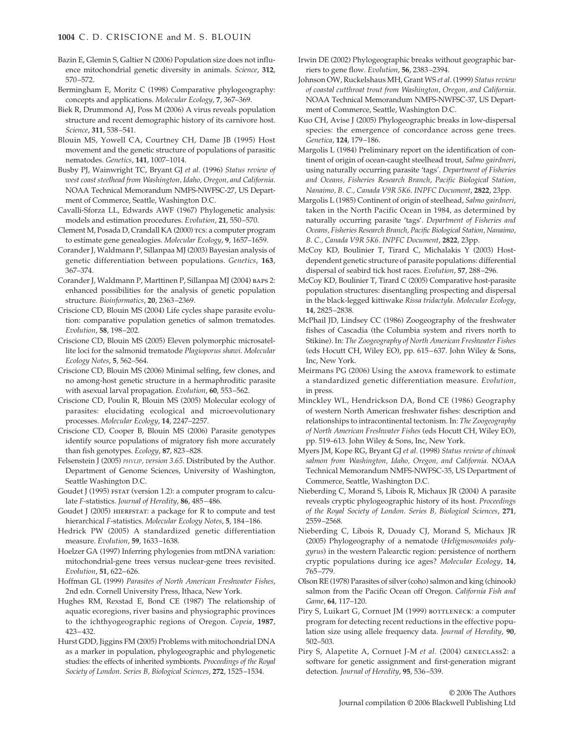Bazin E, Glemin S, Galtier N (2006) Population size does not influence mitochondrial genetic diversity in animals. *Science*, **312**, 570–572.

Bermingham E, Moritz C (1998) Comparative phylogeography: concepts and applications. *Molecular Ecology*, **7**, 367–369.

Biek R, Drummond AJ, Poss M (2006) A virus reveals population structure and recent demographic history of its carnivore host. *Science*, **311**, 538–541.

Blouin MS, Yowell CA, Courtney CH, Dame JB (1995) Host movement and the genetic structure of populations of parasitic nematodes. *Genetics*, **141**, 1007–1014.

Busby PJ, Wainwright TC, Bryant GJ *et al.* (1996) *Status review of west coast steelhead from Washington, Idaho, Oregon, and California*. NOAA Technical Memorandum NMFS-NWFSC-27, US Department of Commerce, Seattle, Washington D.C.

Cavalli-Sforza LL, Edwards AWF (1967) Phylogenetic analysis: models and estimation procedures. *Evolution*, **21**, 550–570.

Clement M, Posada D, Crandall KA (2000) TCS: a computer program to estimate gene genealogies. *Molecular Ecology*, **9**, 1657–1659.

Corander J, Waldmann P, Sillanpaa MJ (2003) Bayesian analysis of genetic differentiation between populations. *Genetics*, **163**, 367–374.

Corander J, Waldmann P, Marttinen P, Sillanpaa MJ (2004) BAPS 2: enhanced possibilities for the analysis of genetic population structure. *Bioinformatics*, **20**, 2363–2369.

Criscione CD, Blouin MS (2004) Life cycles shape parasite evolution: comparative population genetics of salmon trematodes. *Evolution*, **58**, 198–202.

Criscione CD, Blouin MS (2005) Eleven polymorphic microsatellite loci for the salmonid trematode *Plagioporus shawi*. *Molecular Ecology Notes*, **5**, 562–564.

Criscione CD, Blouin MS (2006) Minimal selfing, few clones, and no among-host genetic structure in a hermaphroditic parasite with asexual larval propagation. *Evolution*, **60**, 553–562.

Criscione CD, Poulin R, Blouin MS (2005) Molecular ecology of parasites: elucidating ecological and microevolutionary processes. *Molecular Ecology*, **14**, 2247–2257.

Criscione CD, Cooper B, Blouin MS (2006) Parasite genotypes identify source populations of migratory fish more accurately than fish genotypes. *Ecology*, **87**, 823–828.

Felsenstein J (2005) *PHYLIP, version 3.65*. Distributed by the Author. Department of Genome Sciences, University of Washington, Seattle Washington D.C.

Goudet J (1995) FSTAT (version 1.2): a computer program to calculate *F*-statistics. *Journal of Heredity*, **86**, 485–486.

Goudet J (2005) HIERFSTAT: a package for R to compute and test hierarchical *F*-statistics. *Molecular Ecology Notes*, **5**, 184–186.

Hedrick PW (2005) A standardized genetic differentiation measure. *Evolution*, **59**, 1633–1638.

Hoelzer GA (1997) Inferring phylogenies from mtDNA variation: mitochondrial-gene trees versus nuclear-gene trees revisited. *Evolution*, **51**, 622–626.

Hoffman GL (1999) *Parasites of North American Freshwater Fishes*, 2nd edn. Cornell University Press, Ithaca, New York.

Hughes RM, Rexstad E, Bond CE (1987) The relationship of aquatic ecoregions, river basins and physiographic provinces to the ichthyogeographic regions of Oregon. *Copeia*, **1987**, 423–432.

Hurst GDD, Jiggins FM (2005) Problems with mitochondrial DNA as a marker in population, phylogeographic and phylogenetic studies: the effects of inherited symbionts. *Proceedings of the Royal Society of London. Series B, Biological Sciences*, **272**, 1525–1534.

Irwin DE (2002) Phylogeographic breaks without geographic barriers to gene flow. *Evolution*, **56**, 2383–2394.

Johnson OW, Ruckelshaus MH, Grant WS *et al.* (1999) *Status review of coastal cutthroat trout from Washington, Oregon, and California*. NOAA Technical Memorandum NMFS-NWFSC-37, US Department of Commerce, Seattle, Washington D.C.

Kuo CH, Avise J (2005) Phylogeographic breaks in low-dispersal species: the emergence of concordance across gene trees. *Genetica*, **124**, 179–186.

Margolis L (1984) Preliminary report on the identification of continent of origin of ocean-caught steelhead trout, *Salmo gairdneri*, using naturally occurring parasite 'tags'. *Department of Fisheries and Oceans, Fisheries Research Branch, Pacific Biological Station, Nanaimo, B. C., Canada V9R 5K6. INPFC Document*, **2822**, 23pp.

Margolis L (1985) Continent of origin of steelhead, *Salmo gairdneri*, taken in the North Pacific Ocean in 1984, as determined by naturally occurring parasite 'tags'. *Department of Fisheries and Oceans, Fisheries Research Branch, Pacific Biological Station, Nanaimo, B. C., Canada V9R 5K6. INPFC Document*, **2822**, 23pp.

McCoy KD, Boulinier T, Tirard C, Michalakis Y (2003) Host-dependent genetic structure of parasite populations: differential dispersal of seabird tick host races. *Evolution*, **57**, 288–296.

McCoy KD, Boulinier T, Tirard C (2005) Comparative host-parasite population structures: disentangling prospecting and dispersal in the black-legged kittiwake *Rissa tridactyla*. *Molecular Ecology*, **14**, 2825–2838.

McPhail JD, Lindsey CC (1986) Zoogeography of the freshwater fishes of Cascadia (the Columbia system and rivers north to Stikine). In: *The Zoogeography of North American Freshwater Fishes* (eds Hocutt CH, Wiley EO), pp. 615–637. John Wiley & Sons, Inc, New York.

Meirmans PG (2006) Using the AMOVA framework to estimate a standardized genetic differentiation measure. *Evolution*, in press.

Minckley WL, Hendrickson DA, Bond CE (1986) Geography of western North American freshwater fishes: description and relationships to intracontinental tectonism. In: *The Zoogeography of North American Freshwater Fishes* (eds Hocutt CH, Wiley EO), pp. 519–613. John Wiley & Sons, Inc, New York.

Myers JM, Kope RG, Bryant GJ *et al.* (1998) *Status review of chinook salmon from Washington, Idaho, Oregon, and California*. NOAA Technical Memorandum NMFS-NWFSC-35, US Department of Commerce, Seattle, Washington D.C.

Nieberding C, Morand S, Libois R, Michaux JR (2004) A parasite reveals cryptic phylogeographic history of its host. *Proceedings of the Royal Society of London. Series B, Biological Sciences*, **271**, 2559–2568.

Nieberding C, Libois R, Douady CJ, Morand S, Michaux JR (2005) Phylogeography of a nematode (*Heligmosomoides polygyrus*) in the western Palearctic region: persistence of northern cryptic populations during ice ages? *Molecular Ecology*, **14**, 765–779.

Olson RE (1978) Parasites of silver (coho) salmon and king (chinook) salmon from the Pacific Ocean off Oregon. *California Fish and Game*, **64**, 117–120.

Piry S, Luikart G, Cornuet JM (1999) BOTTLENECK: a computer program for detecting recent reductions in the effective population size using allele frequency data. *Journal of Heredity*, **90**, 502–503.

Piry S, Alapetite A, Cornuet J-M *et al.* (2004) GENECLASS2: a software for genetic assignment and first-generation migrant detection. *Journal of Heredity*, **95**, 536–539.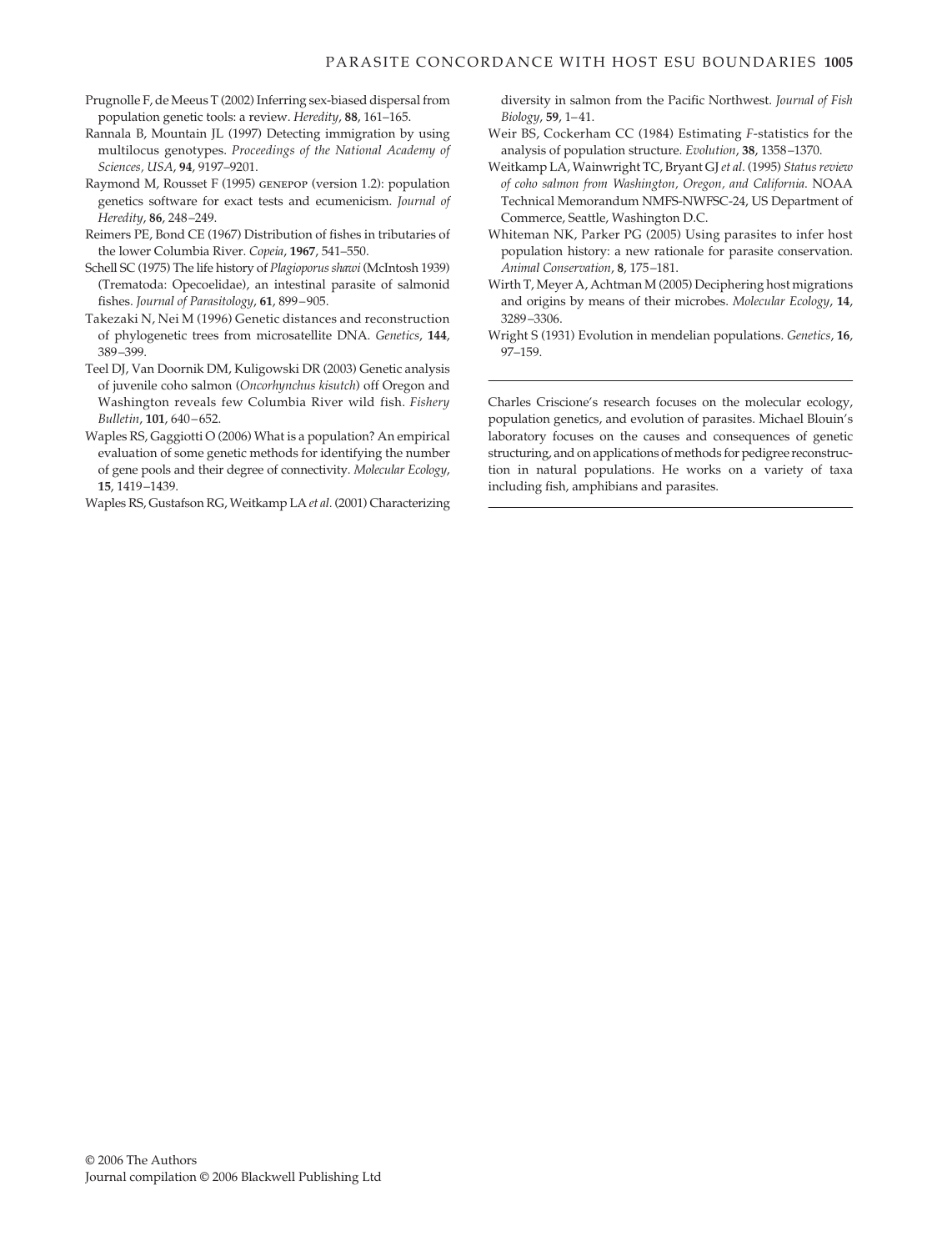Prugnolle F, de Meeus T (2002) Inferring sex-biased dispersal from population genetic tools: a review. *Heredity*, **88**, 161–165.

Rannala B, Mountain JL (1997) Detecting immigration by using multilocus genotypes. *Proceedings of the National Academy of Sciences, USA*, **94**, 9197–9201.

Raymond M, Rousset F (1995) GENEPOP (version 1.2): population genetics software for exact tests and ecumenicism. *Journal of Heredity*, **86**, 248–249.

Reimers PE, Bond CE (1967) Distribution of fishes in tributaries of the lower Columbia River. *Copeia*, **1967**, 541–550.

Schell SC (1975) The life history of *Plagioporus shawi* (McIntosh 1939) (Trematoda: Opecoelidae), an intestinal parasite of salmonid fishes. *Journal of Parasitology*, **61**, 899–905.

Takezaki N, Nei M (1996) Genetic distances and reconstruction of phylogenetic trees from microsatellite DNA. *Genetics*, **144**, 389–399.

Teel DJ, Van Doornik DM, Kuligowski DR (2003) Genetic analysis of juvenile coho salmon (*Oncorhynchus kisutch*) off Oregon and Washington reveals few Columbia River wild fish. *Fishery Bulletin*, **101**, 640–652.

Waples RS, Gaggiotti O (2006) What is a population? An empirical evaluation of some genetic methods for identifying the number of gene pools and their degree of connectivity. *Molecular Ecology*, **15**, 1419–1439.

Waples RS, Gustafson RG, Weitkamp LA *et al.* (2001) Characterizing diversity in salmon from the Pacific Northwest. *Journal of Fish Biology*, **59**, 1–41.

Weir BS, Cockerham CC (1984) Estimating *F*-statistics for the analysis of population structure. *Evolution*, **38**, 1358–1370.

Weitkamp LA, Wainwright TC, Bryant GJ *et al.* (1995) *Status review of coho salmon from Washington, Oregon, and California*. NOAA Technical Memorandum NMFS-NWFSC-24, US Department of Commerce, Seattle, Washington D.C.

Whiteman NK, Parker PG (2005) Using parasites to infer host population history: a new rationale for parasite conservation. *Animal Conservation*, **8**, 175–181.

Wirth T, Meyer A, Achtman M (2005) Deciphering host migrations and origins by means of their microbes. *Molecular Ecology*, **14**, 3289–3306.

Wright S (1931) Evolution in mendelian populations. *Genetics*, **16**, 97–159.

---

Charles Criscione's research focuses on the molecular ecology, population genetics, and evolution of parasites. Michael Blouin's laboratory focuses on the causes and consequences of genetic structuring, and on applications of methods for pedigree reconstruction in natural populations. He works on a variety of taxa including fish, amphibians and parasites.